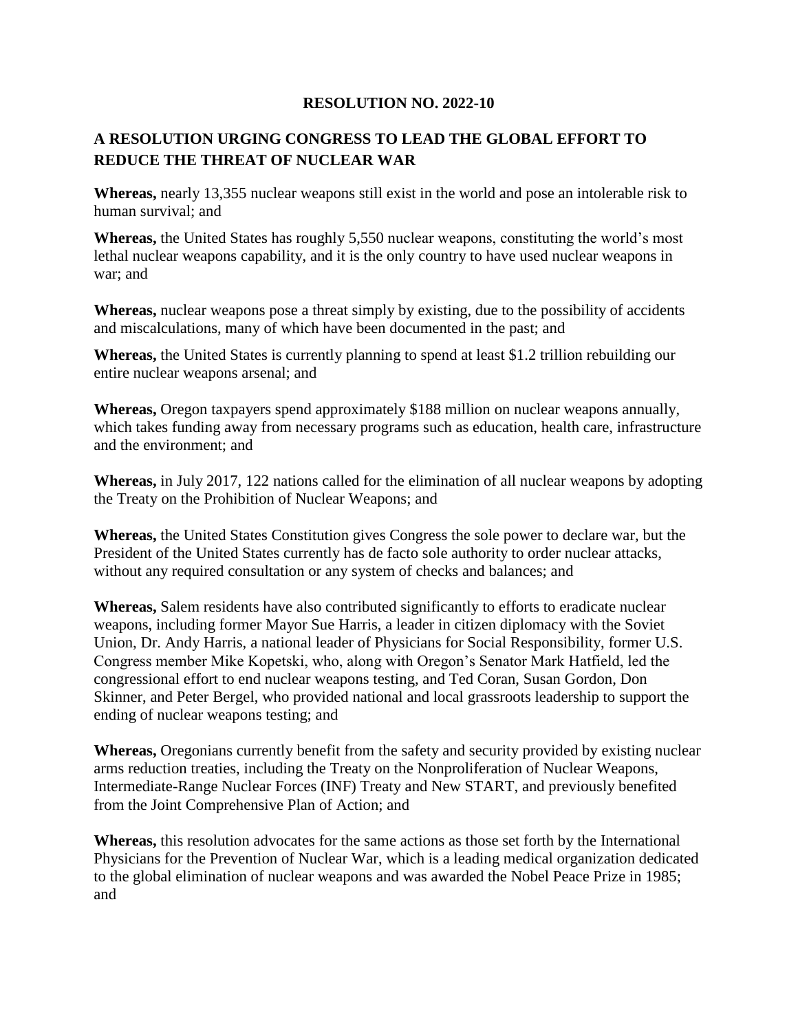# RESOLUTION NO. 2022-10

## A RESOLUTION URGING CONGRESS TO LEAD THE GLOBAL EFFORT TO REDUCE THE THREAT OF NUCLEAR WAR

**Whereas,** nearly 13,355 nuclear weapons still exist in the world and pose an intolerable risk to human survival; and

**Whereas,** the United States has roughly 5,550 nuclear weapons, constituting the world's most lethal nuclear weapons capability, and it is the only country to have used nuclear weapons in war; and

**Whereas,** nuclear weapons pose a threat simply by existing, due to the possibility of accidents and miscalculations, many of which have been documented in the past; and

**Whereas,** the United States is currently planning to spend at least $1.2 trillion rebuilding our entire nuclear weapons arsenal; and

**Whereas,** Oregon taxpayers spend approximately $188 million on nuclear weapons annually, which takes funding away from necessary programs such as education, health care, infrastructure and the environment; and

**Whereas,** in July 2017, 122 nations called for the elimination of all nuclear weapons by adopting the Treaty on the Prohibition of Nuclear Weapons; and

**Whereas,** the United States Constitution gives Congress the sole power to declare war, but the President of the United States currently has de facto sole authority to order nuclear attacks, without any required consultation or any system of checks and balances; and

**Whereas,** Salem residents have also contributed significantly to efforts to eradicate nuclear weapons, including former Mayor Sue Harris, a leader in citizen diplomacy with the Soviet Union, Dr. Andy Harris, a national leader of Physicians for Social Responsibility, former U.S. Congress member Mike Kopetski, who, along with Oregon's Senator Mark Hatfield, led the congressional effort to end nuclear weapons testing, and Ted Coran, Susan Gordon, Don Skinner, and Peter Bergel, who provided national and local grassroots leadership to support the ending of nuclear weapons testing; and

**Whereas,** Oregonians currently benefit from the safety and security provided by existing nuclear arms reduction treaties, including the Treaty on the Nonproliferation of Nuclear Weapons, Intermediate-Range Nuclear Forces (INF) Treaty and New START, and previously benefited from the Joint Comprehensive Plan of Action; and

**Whereas,** this resolution advocates for the same actions as those set forth by the International Physicians for the Prevention of Nuclear War, which is a leading medical organization dedicated to the global elimination of nuclear weapons and was awarded the Nobel Peace Prize in 1985; and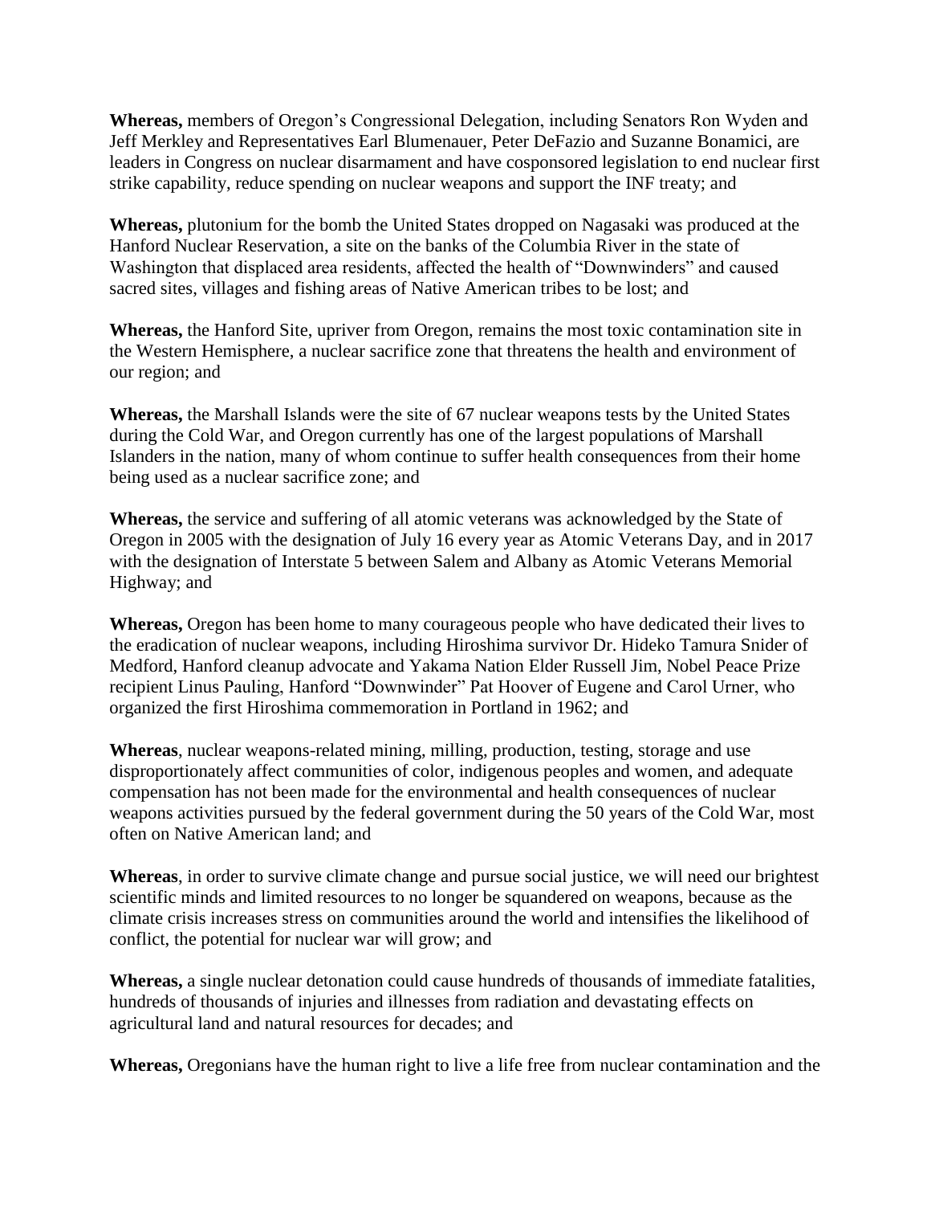**Whereas,** members of Oregon's Congressional Delegation, including Senators Ron Wyden and Jeff Merkley and Representatives Earl Blumenauer, Peter DeFazio and Suzanne Bonamici, are leaders in Congress on nuclear disarmament and have cosponsored legislation to end nuclear first strike capability, reduce spending on nuclear weapons and support the INF treaty; and

**Whereas,** plutonium for the bomb the United States dropped on Nagasaki was produced at the Hanford Nuclear Reservation, a site on the banks of the Columbia River in the state of Washington that displaced area residents, affected the health of "Downwinders" and caused sacred sites, villages and fishing areas of Native American tribes to be lost; and

**Whereas,** the Hanford Site, upriver from Oregon, remains the most toxic contamination site in the Western Hemisphere, a nuclear sacrifice zone that threatens the health and environment of our region; and

**Whereas,** the Marshall Islands were the site of 67 nuclear weapons tests by the United States during the Cold War, and Oregon currently has one of the largest populations of Marshall Islanders in the nation, many of whom continue to suffer health consequences from their home being used as a nuclear sacrifice zone; and

**Whereas,** the service and suffering of all atomic veterans was acknowledged by the State of Oregon in 2005 with the designation of July 16 every year as Atomic Veterans Day, and in 2017 with the designation of Interstate 5 between Salem and Albany as Atomic Veterans Memorial Highway; and

**Whereas,** Oregon has been home to many courageous people who have dedicated their lives to the eradication of nuclear weapons, including Hiroshima survivor Dr. Hideko Tamura Snider of Medford, Hanford cleanup advocate and Yakama Nation Elder Russell Jim, Nobel Peace Prize recipient Linus Pauling, Hanford "Downwinder" Pat Hoover of Eugene and Carol Urner, who organized the first Hiroshima commemoration in Portland in 1962; and

**Whereas**, nuclear weapons-related mining, milling, production, testing, storage and use disproportionately affect communities of color, indigenous peoples and women, and adequate compensation has not been made for the environmental and health consequences of nuclear weapons activities pursued by the federal government during the 50 years of the Cold War, most often on Native American land; and

**Whereas**, in order to survive climate change and pursue social justice, we will need our brightest scientific minds and limited resources to no longer be squandered on weapons, because as the climate crisis increases stress on communities around the world and intensifies the likelihood of conflict, the potential for nuclear war will grow; and

**Whereas,** a single nuclear detonation could cause hundreds of thousands of immediate fatalities, hundreds of thousands of injuries and illnesses from radiation and devastating effects on agricultural land and natural resources for decades; and

**Whereas,** Oregonians have the human right to live a life free from nuclear contamination and the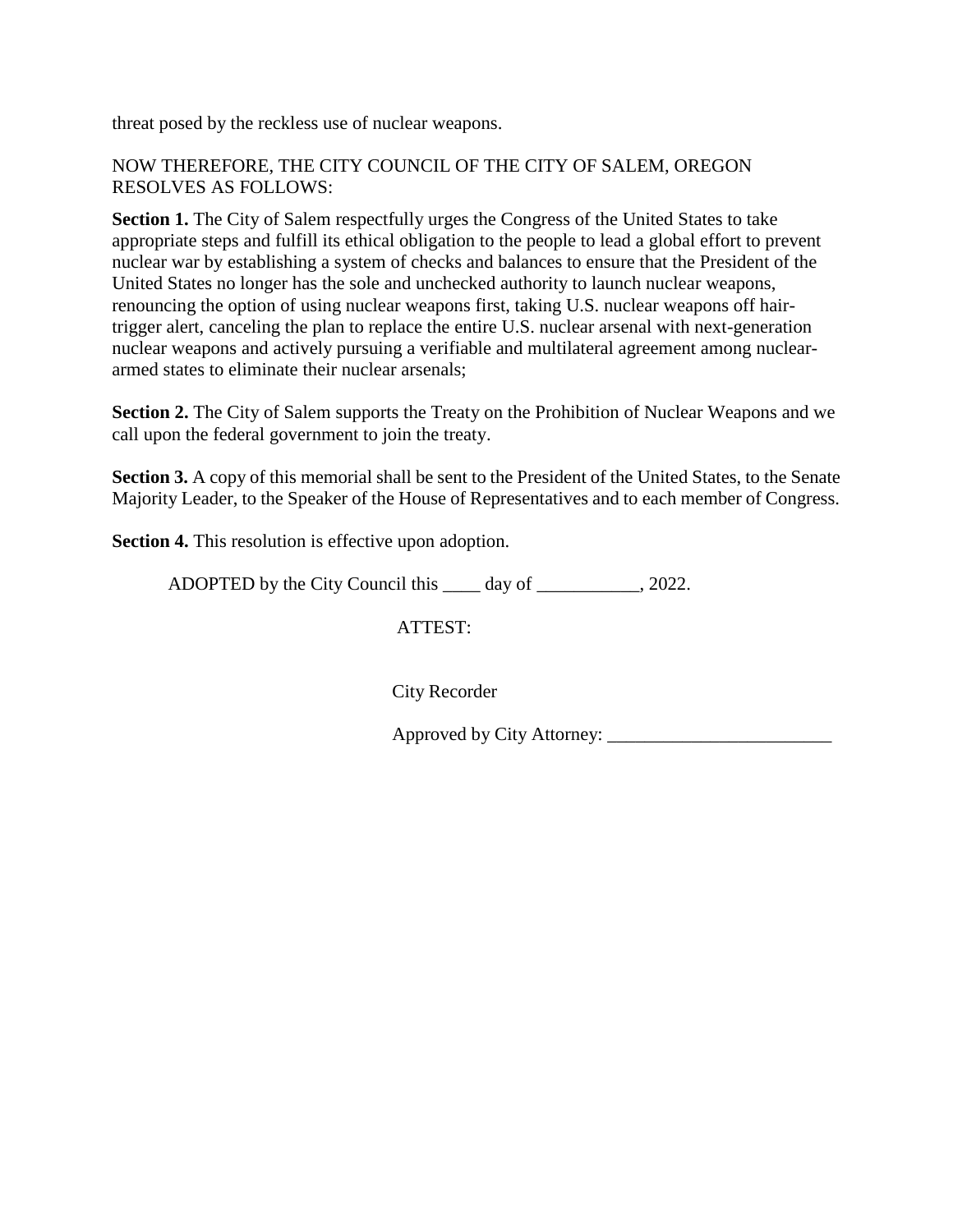threat posed by the reckless use of nuclear weapons.

NOW THEREFORE, THE CITY COUNCIL OF THE CITY OF SALEM, OREGON RESOLVES AS FOLLOWS:

**Section 1.** The City of Salem respectfully urges the Congress of the United States to take appropriate steps and fulfill its ethical obligation to the people to lead a global effort to prevent nuclear war by establishing a system of checks and balances to ensure that the President of the United States no longer has the sole and unchecked authority to launch nuclear weapons, renouncing the option of using nuclear weapons first, taking U.S. nuclear weapons off hair-trigger alert, canceling the plan to replace the entire U.S. nuclear arsenal with next-generation nuclear weapons and actively pursuing a verifiable and multilateral agreement among nuclear-armed states to eliminate their nuclear arsenals;

**Section 2.** The City of Salem supports the Treaty on the Prohibition of Nuclear Weapons and we call upon the federal government to join the treaty.

**Section 3.** A copy of this memorial shall be sent to the President of the United States, to the Senate Majority Leader, to the Speaker of the House of Representatives and to each member of Congress.

**Section 4.** This resolution is effective upon adoption.

ADOPTED by the City Council this ____ day of ___________, 2022.

ATTEST:

City Recorder

Approved by City Attorney: ________________________